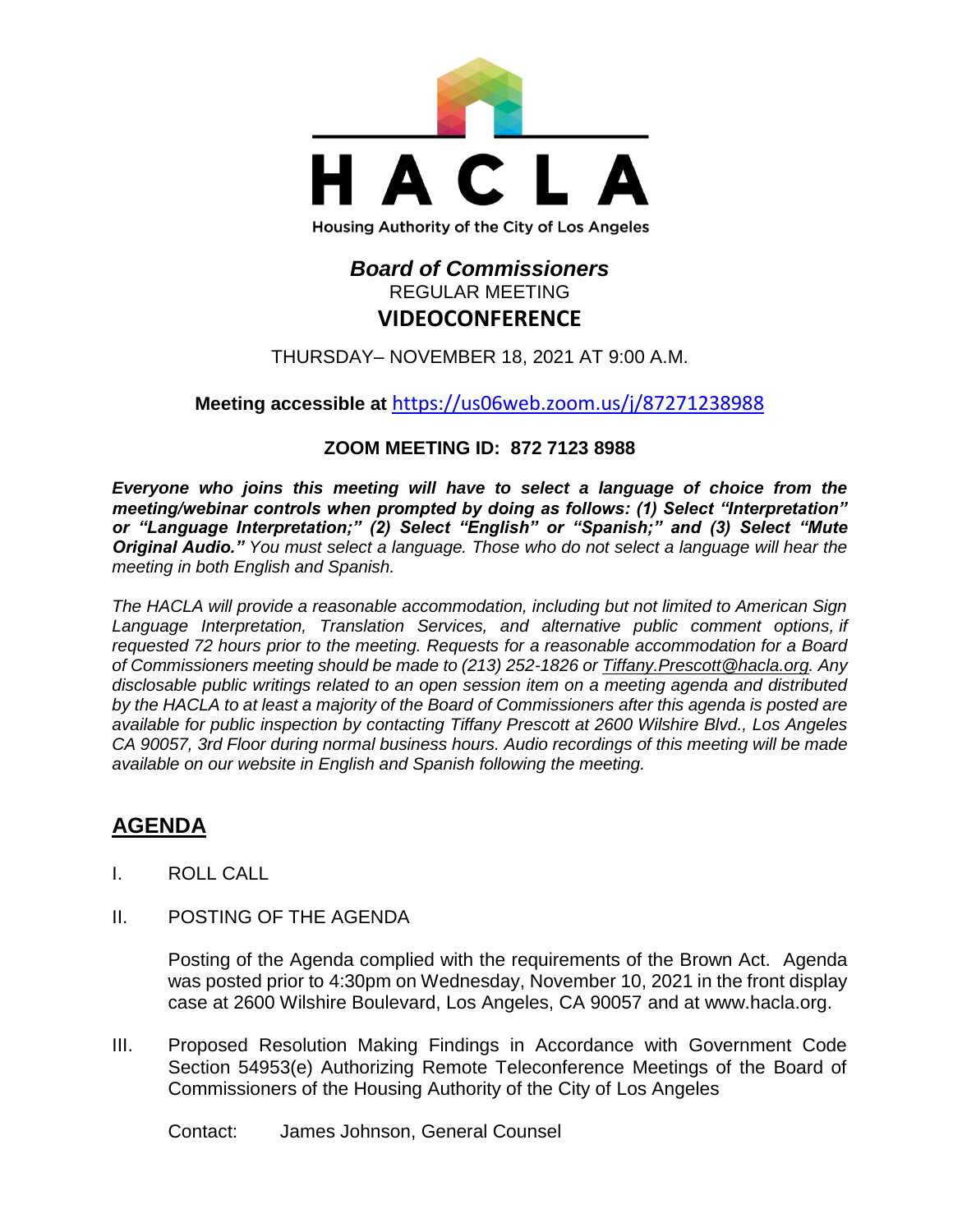# HACLA

Housing Authority of the City of Los Angeles

## *Board of Commissioners*

REGULAR MEETING

**VIDEOCONFERENCE**

THURSDAY– NOVEMBER 18, 2021 AT 9:00 A.M.

**Meeting accessible at** https://us06web.zoom.us/j/87271238988

**ZOOM MEETING ID: 872 7123 8988**

***Everyone who joins this meeting will have to select a language of choice from the meeting/webinar controls when prompted by doing as follows: (1) Select "Interpretation" or "Language Interpretation;" (2) Select "English" or "Spanish;" and (3) Select "Mute Original Audio."*** *You must select a language. Those who do not select a language will hear the meeting in both English and Spanish.*

*The HACLA will provide a reasonable accommodation, including but not limited to American Sign Language Interpretation, Translation Services, and alternative public comment options, if requested 72 hours prior to the meeting. Requests for a reasonable accommodation for a Board of Commissioners meeting should be made to (213) 252-1826 or Tiffany.Prescott@hacla.org. Any disclosable public writings related to an open session item on a meeting agenda and distributed by the HACLA to at least a majority of the Board of Commissioners after this agenda is posted are available for public inspection by contacting Tiffany Prescott at 2600 Wilshire Blvd., Los Angeles CA 90057, 3rd Floor during normal business hours. Audio recordings of this meeting will be made available on our website in English and Spanish following the meeting.*

## AGENDA

I. ROLL CALL

II. POSTING OF THE AGENDA

Posting of the Agenda complied with the requirements of the Brown Act. Agenda was posted prior to 4:30pm on Wednesday, November 10, 2021 in the front display case at 2600 Wilshire Boulevard, Los Angeles, CA 90057 and at www.hacla.org.

III. Proposed Resolution Making Findings in Accordance with Government Code Section 54953(e) Authorizing Remote Teleconference Meetings of the Board of Commissioners of the Housing Authority of the City of Los Angeles

Contact: James Johnson, General Counsel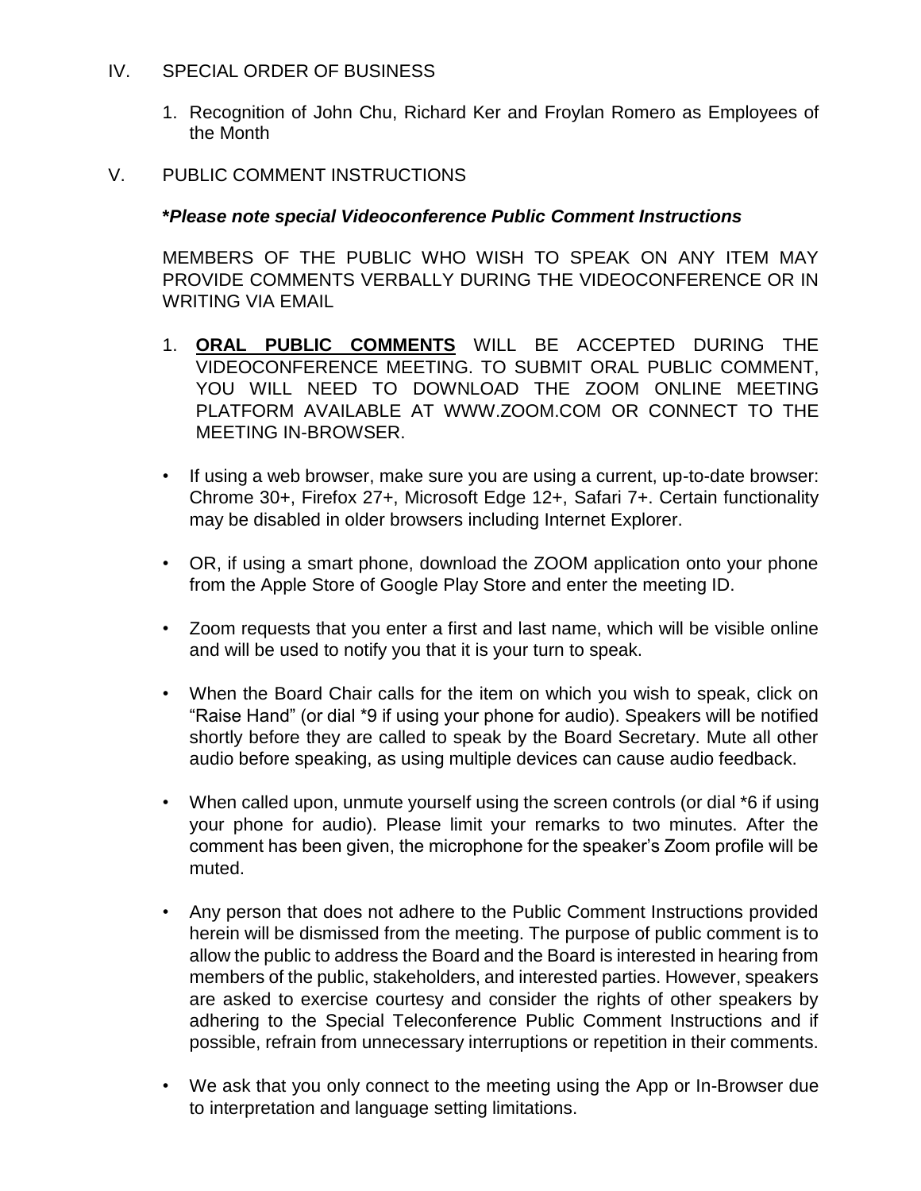## IV. SPECIAL ORDER OF BUSINESS

1. Recognition of John Chu, Richard Ker and Froylan Romero as Employees of the Month

## V. PUBLIC COMMENT INSTRUCTIONS

***Please note special Videoconference Public Comment Instructions***

MEMBERS OF THE PUBLIC WHO WISH TO SPEAK ON ANY ITEM MAY PROVIDE COMMENTS VERBALLY DURING THE VIDEOCONFERENCE OR IN WRITING VIA EMAIL

1. **ORAL PUBLIC COMMENTS** WILL BE ACCEPTED DURING THE VIDEOCONFERENCE MEETING. TO SUBMIT ORAL PUBLIC COMMENT, YOU WILL NEED TO DOWNLOAD THE ZOOM ONLINE MEETING PLATFORM AVAILABLE AT WWW.ZOOM.COM OR CONNECT TO THE MEETING IN-BROWSER.

- If using a web browser, make sure you are using a current, up-to-date browser: Chrome 30+, Firefox 27+, Microsoft Edge 12+, Safari 7+. Certain functionality may be disabled in older browsers including Internet Explorer.

- OR, if using a smart phone, download the ZOOM application onto your phone from the Apple Store of Google Play Store and enter the meeting ID.

- Zoom requests that you enter a first and last name, which will be visible online and will be used to notify you that it is your turn to speak.

- When the Board Chair calls for the item on which you wish to speak, click on "Raise Hand" (or dial *9 if using your phone for audio). Speakers will be notified shortly before they are called to speak by the Board Secretary. Mute all other audio before speaking, as using multiple devices can cause audio feedback.

- When called upon, unmute yourself using the screen controls (or dial *6 if using your phone for audio). Please limit your remarks to two minutes. After the comment has been given, the microphone for the speaker's Zoom profile will be muted.

- Any person that does not adhere to the Public Comment Instructions provided herein will be dismissed from the meeting. The purpose of public comment is to allow the public to address the Board and the Board is interested in hearing from members of the public, stakeholders, and interested parties. However, speakers are asked to exercise courtesy and consider the rights of other speakers by adhering to the Special Teleconference Public Comment Instructions and if possible, refrain from unnecessary interruptions or repetition in their comments.

- We ask that you only connect to the meeting using the App or In-Browser due to interpretation and language setting limitations.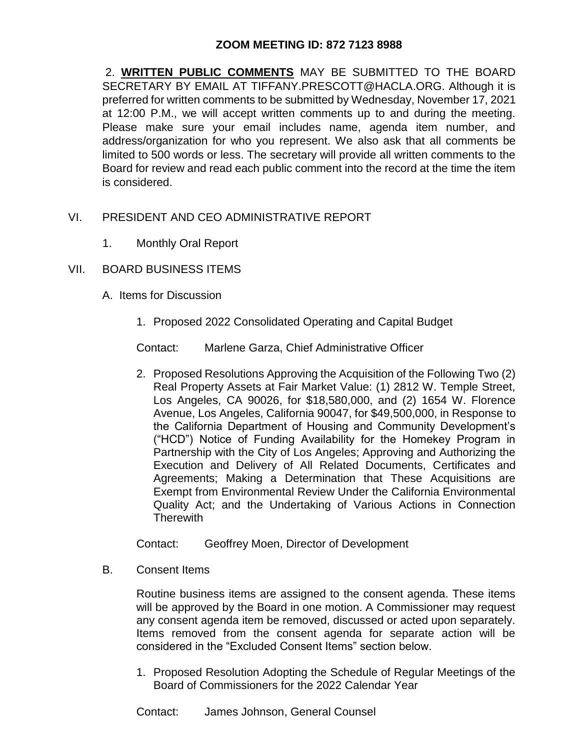**ZOOM MEETING ID: 872 7123 8988**

2. **WRITTEN PUBLIC COMMENTS** MAY BE SUBMITTED TO THE BOARD SECRETARY BY EMAIL AT TIFFANY.PRESCOTT@HACLA.ORG. Although it is preferred for written comments to be submitted by Wednesday, November 17, 2021 at 12:00 P.M., we will accept written comments up to and during the meeting. Please make sure your email includes name, agenda item number, and address/organization for who you represent. We also ask that all comments be limited to 500 words or less. The secretary will provide all written comments to the Board for review and read each public comment into the record at the time the item is considered.

VI. PRESIDENT AND CEO ADMINISTRATIVE REPORT

1. Monthly Oral Report

VII. BOARD BUSINESS ITEMS

A. Items for Discussion

1. Proposed 2022 Consolidated Operating and Capital Budget

Contact: Marlene Garza, Chief Administrative Officer

2. Proposed Resolutions Approving the Acquisition of the Following Two (2) Real Property Assets at Fair Market Value: (1) 2812 W. Temple Street, Los Angeles, CA 90026, for $18,580,000, and (2) 1654 W. Florence Avenue, Los Angeles, California 90047, for $49,500,000, in Response to the California Department of Housing and Community Development's ("HCD") Notice of Funding Availability for the Homekey Program in Partnership with the City of Los Angeles; Approving and Authorizing the Execution and Delivery of All Related Documents, Certificates and Agreements; Making a Determination that These Acquisitions are Exempt from Environmental Review Under the California Environmental Quality Act; and the Undertaking of Various Actions in Connection Therewith

Contact: Geoffrey Moen, Director of Development

B. Consent Items

Routine business items are assigned to the consent agenda. These items will be approved by the Board in one motion. A Commissioner may request any consent agenda item be removed, discussed or acted upon separately. Items removed from the consent agenda for separate action will be considered in the "Excluded Consent Items" section below.

1. Proposed Resolution Adopting the Schedule of Regular Meetings of the Board of Commissioners for the 2022 Calendar Year

Contact: James Johnson, General Counsel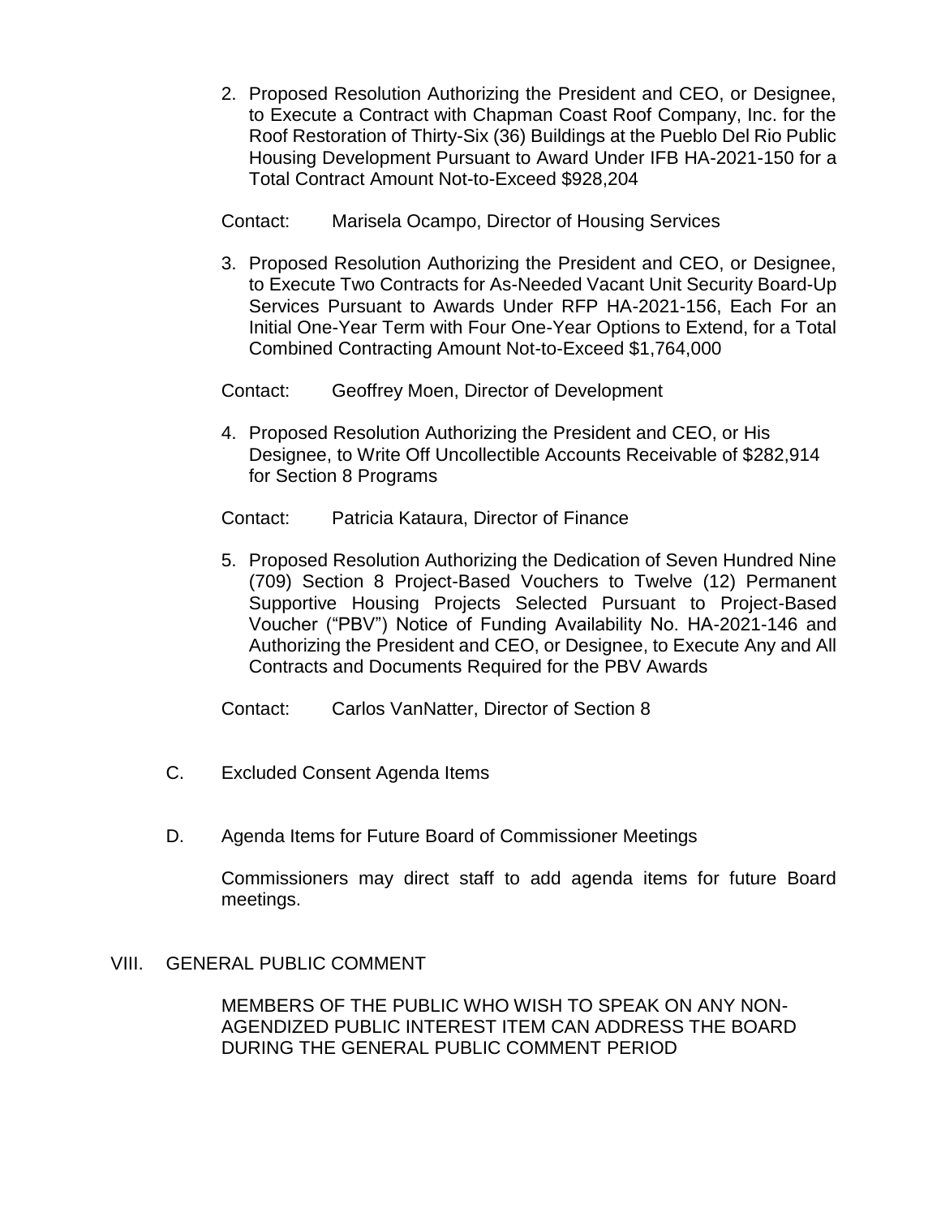2. Proposed Resolution Authorizing the President and CEO, or Designee, to Execute a Contract with Chapman Coast Roof Company, Inc. for the Roof Restoration of Thirty-Six (36) Buildings at the Pueblo Del Rio Public Housing Development Pursuant to Award Under IFB HA-2021-150 for a Total Contract Amount Not-to-Exceed $928,204

   Contact: Marisela Ocampo, Director of Housing Services

3. Proposed Resolution Authorizing the President and CEO, or Designee, to Execute Two Contracts for As-Needed Vacant Unit Security Board-Up Services Pursuant to Awards Under RFP HA-2021-156, Each For an Initial One-Year Term with Four One-Year Options to Extend, for a Total Combined Contracting Amount Not-to-Exceed $1,764,000

   Contact: Geoffrey Moen, Director of Development

4. Proposed Resolution Authorizing the President and CEO, or His Designee, to Write Off Uncollectible Accounts Receivable of $282,914 for Section 8 Programs

   Contact: Patricia Kataura, Director of Finance

5. Proposed Resolution Authorizing the Dedication of Seven Hundred Nine (709) Section 8 Project-Based Vouchers to Twelve (12) Permanent Supportive Housing Projects Selected Pursuant to Project-Based Voucher ("PBV") Notice of Funding Availability No. HA-2021-146 and Authorizing the President and CEO, or Designee, to Execute Any and All Contracts and Documents Required for the PBV Awards

   Contact: Carlos VanNatter, Director of Section 8

C. Excluded Consent Agenda Items

D. Agenda Items for Future Board of Commissioner Meetings

   Commissioners may direct staff to add agenda items for future Board meetings.

## VIII. GENERAL PUBLIC COMMENT

MEMBERS OF THE PUBLIC WHO WISH TO SPEAK ON ANY NON-AGENDIZED PUBLIC INTEREST ITEM CAN ADDRESS THE BOARD DURING THE GENERAL PUBLIC COMMENT PERIOD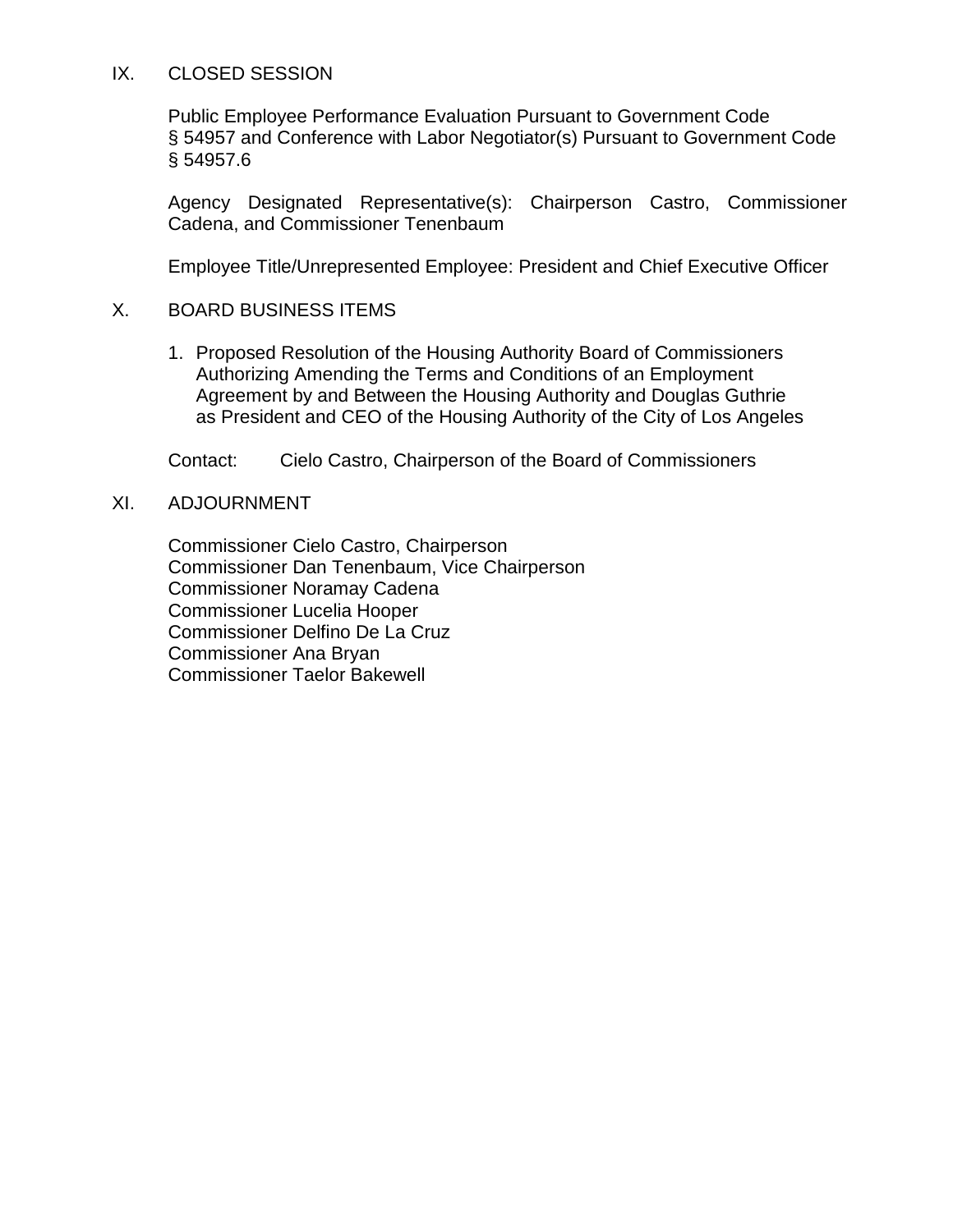## IX. CLOSED SESSION

Public Employee Performance Evaluation Pursuant to Government Code § 54957 and Conference with Labor Negotiator(s) Pursuant to Government Code § 54957.6

Agency Designated Representative(s): Chairperson Castro, Commissioner Cadena, and Commissioner Tenenbaum

Employee Title/Unrepresented Employee: President and Chief Executive Officer

## X. BOARD BUSINESS ITEMS

1. Proposed Resolution of the Housing Authority Board of Commissioners Authorizing Amending the Terms and Conditions of an Employment Agreement by and Between the Housing Authority and Douglas Guthrie as President and CEO of the Housing Authority of the City of Los Angeles

Contact: Cielo Castro, Chairperson of the Board of Commissioners

## XI. ADJOURNMENT

Commissioner Cielo Castro, Chairperson
Commissioner Dan Tenenbaum, Vice Chairperson
Commissioner Noramay Cadena
Commissioner Lucelia Hooper
Commissioner Delfino De La Cruz
Commissioner Ana Bryan
Commissioner Taelor Bakewell